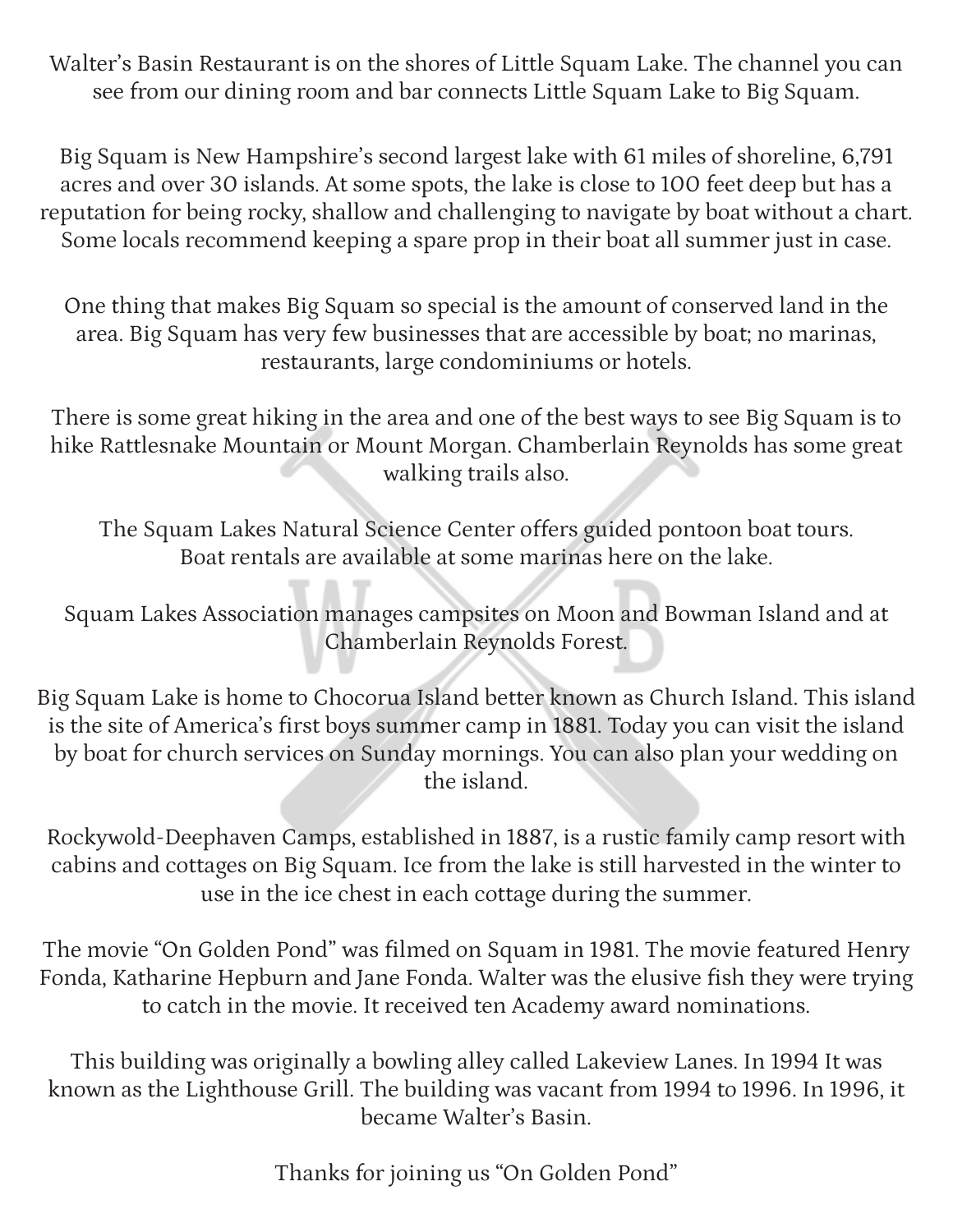Walter's Basin Restaurant is on the shores of Little Squam Lake. The channel you can see from our dining room and bar connects Little Squam Lake to Big Squam.

Big Squam is New Hampshire's second largest lake with 61 miles of shoreline, 6,791 acres and over 30 islands. At some spots, the lake is close to 100 feet deep but has a reputation for being rocky, shallow and challenging to navigate by boat without a chart. Some locals recommend keeping a spare prop in their boat all summer just in case.

One thing that makes Big Squam so special is the amount of conserved land in the area. Big Squam has very few businesses that are accessible by boat; no marinas, restaurants, large condominiums or hotels.

There is some great hiking in the area and one of the best ways to see Big Squam is to hike Rattlesnake Mountain or Mount Morgan. Chamberlain Reynolds has some great walking trails also.

The Squam Lakes Natural Science Center offers guided pontoon boat tours. Boat rentals are available at some marinas here on the lake.

Squam Lakes Association manages campsites on Moon and Bowman Island and at Chamberlain Reynolds Forest.

Big Squam Lake is home to Chocorua Island better known as Church Island. This island is the site of America's first boys summer camp in 1881. Today you can visit the island by boat for church services on Sunday mornings. You can also plan your wedding on the island.

Rockywold-Deephaven Camps, established in 1887, is a rustic family camp resort with cabins and cottages on Big Squam. Ice from the lake is still harvested in the winter to use in the ice chest in each cottage during the summer.

The movie "On Golden Pond" was filmed on Squam in 1981. The movie featured Henry Fonda, Katharine Hepburn and Jane Fonda. Walter was the elusive fish they were trying to catch in the movie. It received ten Academy award nominations.

This building was originally a bowling alley called Lakeview Lanes. In 1994 It was known as the Lighthouse Grill. The building was vacant from 1994 to 1996. In 1996, it became Walter's Basin.

Thanks for joining us "On Golden Pond"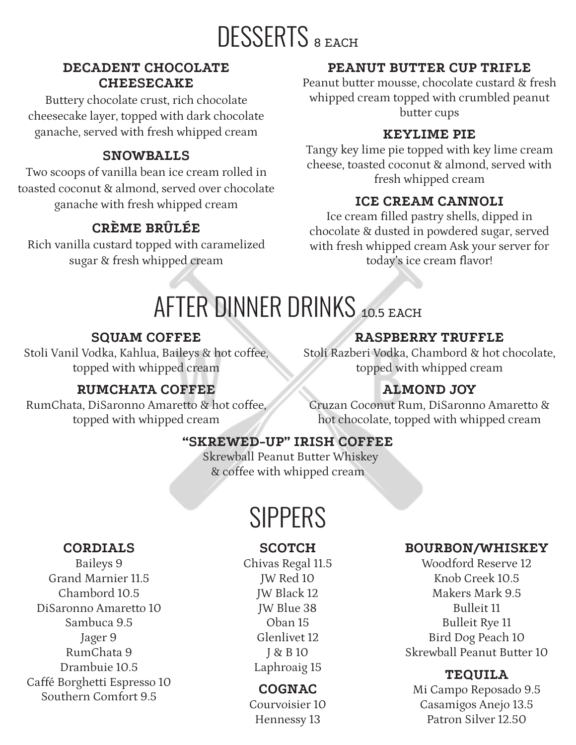# DESSERTS 8 EACH

### DECADENT CHOCOLATE CHEESECAKE

Buttery chocolate crust, rich chocolate cheesecake layer, topped with dark chocolate ganache, served with fresh whipped cream

### SNOWBALLS

Two scoops of vanilla bean ice cream rolled in toasted coconut & almond, served over chocolate ganache with fresh whipped cream

### CRÈME BRÛLÉE

Rich vanilla custard topped with caramelized sugar & fresh whipped cream

### PEANUT BUTTER CUP TRIFLE

Peanut butter mousse, chocolate custard & fresh whipped cream topped with crumbled peanut butter cups

### KEYLIME PIE

Tangy key lime pie topped with key lime cream cheese, toasted coconut & almond, served with fresh whipped cream

### ICE CREAM CANNOLI

Ice cream filled pastry shells, dipped in chocolate & dusted in powdered sugar, served with fresh whipped cream Ask your server for today's ice cream flavor!

# AFTER DINNER DRINKS 10.5 EACH

### SQUAM COFFEE

Stoli Vanil Vodka, Kahlua, Baileys & hot coffee, topped with whipped cream

### RUMCHATA COFFEE

RumChata, DiSaronno Amaretto & hot coffee, topped with whipped cream

### RASPBERRY TRUFFLE

Stoli Razberi Vodka, Chambord & hot chocolate, topped with whipped cream

### ALMOND JOY

Cruzan Coconut Rum, DiSaronno Amaretto & hot chocolate, topped with whipped cream

### "SKREWED-UP" IRISH COFFEE

Skrewball Peanut Butter Whiskey & coffee with whipped cream

# SIPPERS

### CORDIALS

Baileys 9
Grand Marnier 11.5
Chambord 10.5
DiSaronno Amaretto 10
Sambuca 9.5
Jager 9
RumChata 9
Drambuie 10.5
Caffé Borghetti Espresso 10
Southern Comfort 9.5

### SCOTCH

Chivas Regal 11.5
JW Red 10
JW Black 12
JW Blue 38
Oban 15
Glenlivet 12
J & B 10
Laphroaig 15

### COGNAC

Courvoisier 10
Hennessy 13

### BOURBON/WHISKEY

Woodford Reserve 12
Knob Creek 10.5
Makers Mark 9.5
Bulleit 11
Bulleit Rye 11
Bird Dog Peach 10
Skrewball Peanut Butter 10

### TEQUILA

Mi Campo Reposado 9.5
Casamigos Anejo 13.5
Patron Silver 12.50